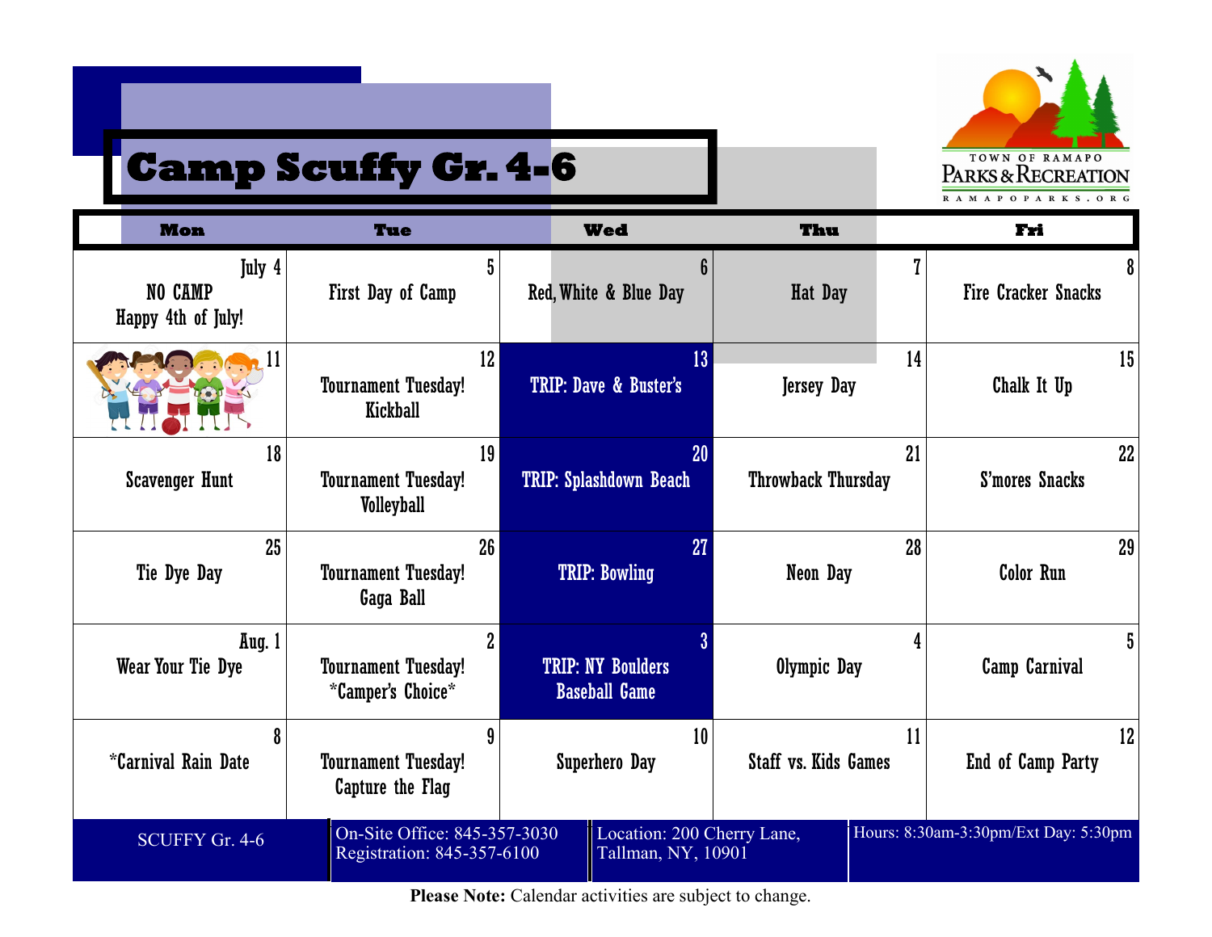# Camp Scuffy Gr. 4-6

TOWN OF RAMAPO
PARKS & RECREATION
RAMAPOPARKS.ORG

| Mon | Tue | Wed | Thu | Fri |
|---|---|---|---|---|
| July 4<br>NO CAMP<br>Happy 4th of July! | 5<br>First Day of Camp | 6<br>Red, White & Blue Day | 7<br>Hat Day | 8<br>Fire Cracker Snacks |
| 11 | 12<br>Tournament Tuesday!<br>Kickball | 13<br>TRIP: Dave & Buster's | 14<br>Jersey Day | 15<br>Chalk It Up |
| 18<br>Scavenger Hunt | 19<br>Tournament Tuesday!<br>Volleyball | 20<br>TRIP: Splashdown Beach | 21<br>Throwback Thursday | 22<br>S'mores Snacks |
| 25<br>Tie Dye Day | 26<br>Tournament Tuesday!<br>Gaga Ball | 27<br>TRIP: Bowling | 28<br>Neon Day | 29<br>Color Run |
| Aug. 1<br>Wear Your Tie Dye | 2<br>Tournament Tuesday!<br>*Camper's Choice* | 3<br>TRIP: NY Boulders<br>Baseball Game | 4<br>Olympic Day | 5<br>Camp Carnival |
| 8<br>*Carnival Rain Date | 9<br>Tournament Tuesday!<br>Capture the Flag | 10<br>Superhero Day | 11<br>Staff vs. Kids Games | 12<br>End of Camp Party |

SCUFFY Gr. 4-6

On-Site Office: 845-357-3030
Registration: 845-357-6100

Location: 200 Cherry Lane, Tallman, NY, 10901

Hours: 8:30am-3:30pm/Ext Day: 5:30pm

**Please Note:** Calendar activities are subject to change.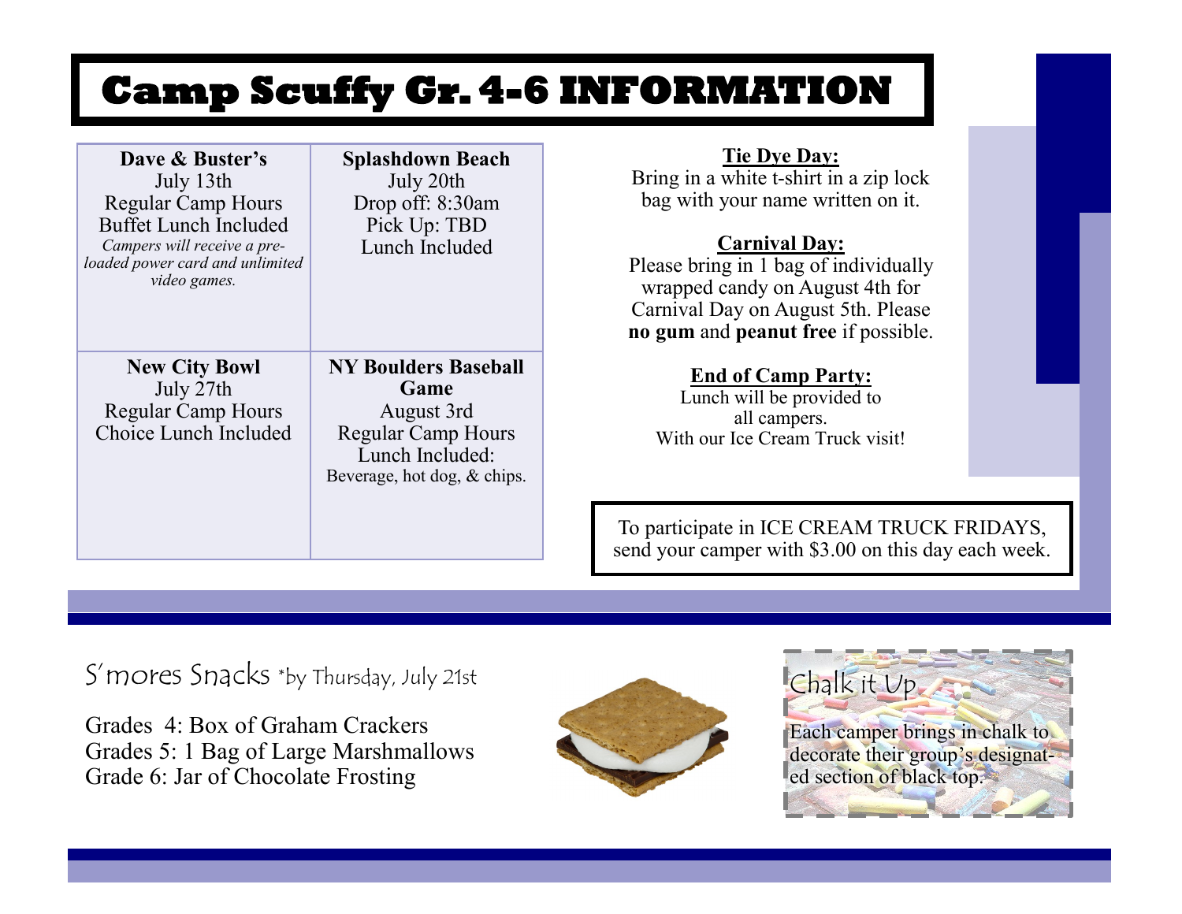# Camp Scuffy Gr. 4-6 INFORMATION

| | |
|---|---|
| **Dave & Buster's**<br>July 13th<br>Regular Camp Hours<br>Buffet Lunch Included<br>*Campers will receive a pre-loaded power card and unlimited video games.* | **Splashdown Beach**<br>July 20th<br>Drop off: 8:30am<br>Pick Up: TBD<br>Lunch Included |
| **New City Bowl**<br>July 27th<br>Regular Camp Hours<br>Choice Lunch Included | **NY Boulders Baseball Game**<br>August 3rd<br>Regular Camp Hours<br>Lunch Included:<br>Beverage, hot dog, & chips. |

**Tie Dye Day:**
Bring in a white t-shirt in a zip lock bag with your name written on it.

**Carnival Day:**
Please bring in 1 bag of individually wrapped candy on August 4th for Carnival Day on August 5th. Please **no gum** and **peanut free** if possible.

**End of Camp Party:**
Lunch will be provided to all campers.
With our Ice Cream Truck visit!

To participate in ICE CREAM TRUCK FRIDAYS, send your camper with $3.00 on this day each week.

## S'mores Snacks *by Thursday, July 21st

Grades 4: Box of Graham Crackers
Grades 5: 1 Bag of Large Marshmallows
Grade 6: Jar of Chocolate Frosting

## Chalk it Up

Each camper brings in chalk to decorate their group's designated section of black top.